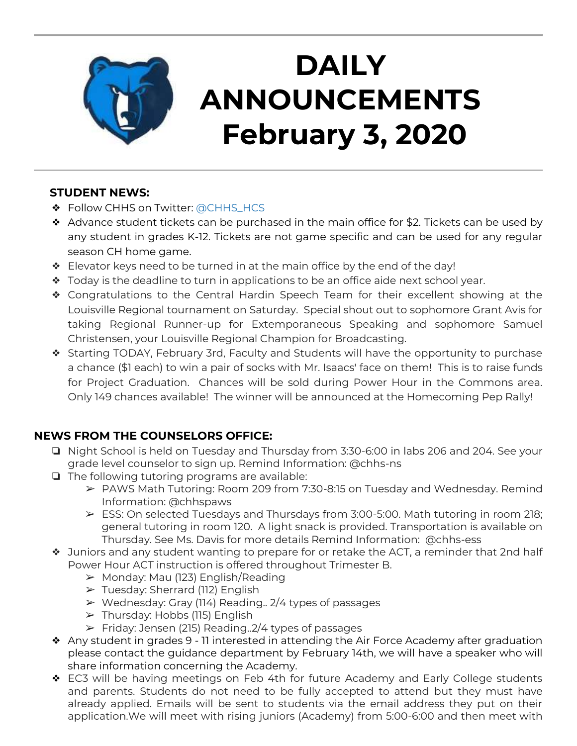# DAILY ANNOUNCEMENTS February 3, 2020

**STUDENT NEWS:**

- Follow CHHS on Twitter: @CHHS_HCS
- Advance student tickets can be purchased in the main office for $2. Tickets can be used by any student in grades K-12. Tickets are not game specific and can be used for any regular season CH home game.
- Elevator keys need to be turned in at the main office by the end of the day!
- Today is the deadline to turn in applications to be an office aide next school year.
- Congratulations to the Central Hardin Speech Team for their excellent showing at the Louisville Regional tournament on Saturday. Special shout out to sophomore Grant Avis for taking Regional Runner-up for Extemporaneous Speaking and sophomore Samuel Christensen, your Louisville Regional Champion for Broadcasting.
- Starting TODAY, February 3rd, Faculty and Students will have the opportunity to purchase a chance ($1 each) to win a pair of socks with Mr. Isaacs' face on them! This is to raise funds for Project Graduation. Chances will be sold during Power Hour in the Commons area. Only 149 chances available! The winner will be announced at the Homecoming Pep Rally!

**NEWS FROM THE COUNSELORS OFFICE:**

- Night School is held on Tuesday and Thursday from 3:30-6:00 in labs 206 and 204. See your grade level counselor to sign up. Remind Information: @chhs-ns
- The following tutoring programs are available:
  - PAWS Math Tutoring: Room 209 from 7:30-8:15 on Tuesday and Wednesday. Remind Information: @chhspaws
  - ESS: On selected Tuesdays and Thursdays from 3:00-5:00. Math tutoring in room 218; general tutoring in room 120. A light snack is provided. Transportation is available on Thursday. See Ms. Davis for more details Remind Information: @chhs-ess
- Juniors and any student wanting to prepare for or retake the ACT, a reminder that 2nd half Power Hour ACT instruction is offered throughout Trimester B.
  - Monday: Mau (123) English/Reading
  - Tuesday: Sherrard (112) English
  - Wednesday: Gray (114) Reading.. 2/4 types of passages
  - Thursday: Hobbs (115) English
  - Friday: Jensen (215) Reading..2/4 types of passages
- Any student in grades 9 - 11 interested in attending the Air Force Academy after graduation please contact the guidance department by February 14th, we will have a speaker who will share information concerning the Academy.
- EC3 will be having meetings on Feb 4th for future Academy and Early College students and parents. Students do not need to be fully accepted to attend but they must have already applied. Emails will be sent to students via the email address they put on their application.We will meet with rising juniors (Academy) from 5:00-6:00 and then meet with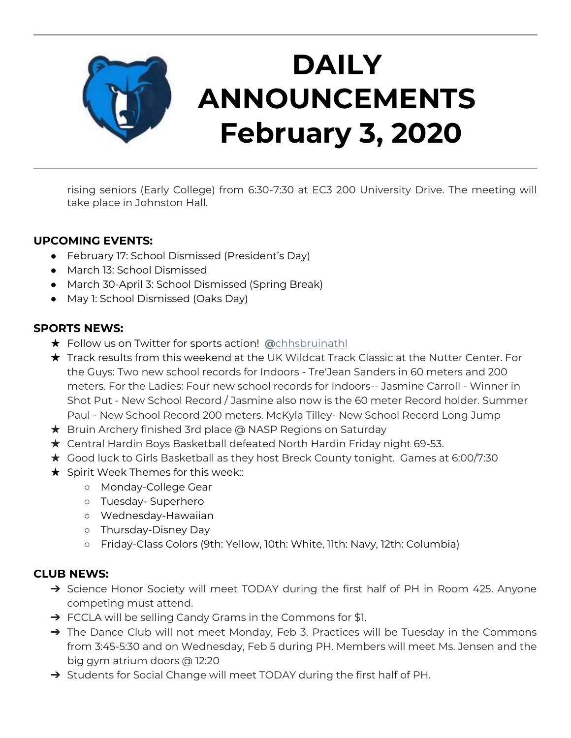# DAILY ANNOUNCEMENTS February 3, 2020

rising seniors (Early College) from 6:30-7:30 at EC3 200 University Drive. The meeting will take place in Johnston Hall.

**UPCOMING EVENTS:**

- February 17: School Dismissed (President's Day)
- March 13: School Dismissed
- March 30-April 3: School Dismissed (Spring Break)
- May 1: School Dismissed (Oaks Day)

**SPORTS NEWS:**

- Follow us on Twitter for sports action! @chhsbruinathl
- Track results from this weekend at the UK Wildcat Track Classic at the Nutter Center. For the Guys: Two new school records for Indoors - Tre'Jean Sanders in 60 meters and 200 meters. For the Ladies: Four new school records for Indoors-- Jasmine Carroll - Winner in Shot Put - New School Record / Jasmine also now is the 60 meter Record holder. Summer Paul - New School Record 200 meters. McKyla Tilley- New School Record Long Jump
- Bruin Archery finished 3rd place @ NASP Regions on Saturday
- Central Hardin Boys Basketball defeated North Hardin Friday night 69-53.
- Good luck to Girls Basketball as they host Breck County tonight. Games at 6:00/7:30
- Spirit Week Themes for this week::
  - Monday-College Gear
  - Tuesday- Superhero
  - Wednesday-Hawaiian
  - Thursday-Disney Day
  - Friday-Class Colors (9th: Yellow, 10th: White, 11th: Navy, 12th: Columbia)

**CLUB NEWS:**

- Science Honor Society will meet TODAY during the first half of PH in Room 425. Anyone competing must attend.
- FCCLA will be selling Candy Grams in the Commons for $1.
- The Dance Club will not meet Monday, Feb 3. Practices will be Tuesday in the Commons from 3:45-5:30 and on Wednesday, Feb 5 during PH. Members will meet Ms. Jensen and the big gym atrium doors @ 12:20
- Students for Social Change will meet TODAY during the first half of PH.